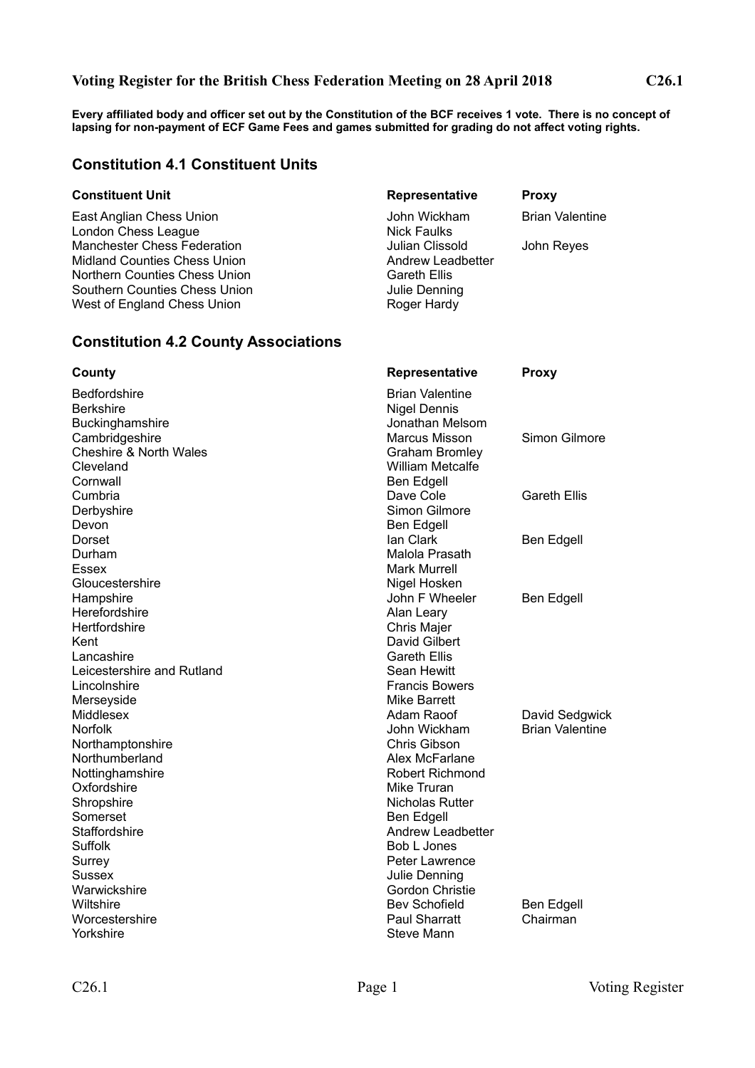# Voting Register for the British Chess Federation Meeting on 28 April 2018 C26.1

**Every affiliated body and officer set out by the Constitution of the BCF receives 1 vote. There is no concept of lapsing for non-payment of ECF Game Fees and games submitted for grading do not affect voting rights.**

## Constitution 4.1 Constituent Units

| Constituent Unit | Representative | Proxy |
|---|---|---|
| East Anglian Chess Union | John Wickham | Brian Valentine |
| London Chess League | Nick Faulks | |
| Manchester Chess Federation | Julian Clissold | John Reyes |
| Midland Counties Chess Union | Andrew Leadbetter | |
| Northern Counties Chess Union | Gareth Ellis | |
| Southern Counties Chess Union | Julie Denning | |
| West of England Chess Union | Roger Hardy | |

## Constitution 4.2 County Associations

| County | Representative | Proxy |
|---|---|---|
| Bedfordshire | Brian Valentine | |
| Berkshire | Nigel Dennis | |
| Buckinghamshire | Jonathan Melsom | |
| Cambridgeshire | Marcus Misson | Simon Gilmore |
| Cheshire & North Wales | Graham Bromley | |
| Cleveland | William Metcalfe | |
| Cornwall | Ben Edgell | |
| Cumbria | Dave Cole | Gareth Ellis |
| Derbyshire | Simon Gilmore | |
| Devon | Ben Edgell | |
| Dorset | Ian Clark | Ben Edgell |
| Durham | Malola Prasath | |
| Essex | Mark Murrell | |
| Gloucestershire | Nigel Hosken | |
| Hampshire | John F Wheeler | Ben Edgell |
| Herefordshire | Alan Leary | |
| Hertfordshire | Chris Majer | |
| Kent | David Gilbert | |
| Lancashire | Gareth Ellis | |
| Leicestershire and Rutland | Sean Hewitt | |
| Lincolnshire | Francis Bowers | |
| Merseyside | Mike Barrett | |
| Middlesex | Adam Raoof | David Sedgwick |
| Norfolk | John Wickham | Brian Valentine |
| Northamptonshire | Chris Gibson | |
| Northumberland | Alex McFarlane | |
| Nottinghamshire | Robert Richmond | |
| Oxfordshire | Mike Truran | |
| Shropshire | Nicholas Rutter | |
| Somerset | Ben Edgell | |
| Staffordshire | Andrew Leadbetter | |
| Suffolk | Bob L Jones | |
| Surrey | Peter Lawrence | |
| Sussex | Julie Denning | |
| Warwickshire | Gordon Christie | |
| Wiltshire | Bev Schofield | Ben Edgell |
| Worcestershire | Paul Sharratt | Chairman |
| Yorkshire | Steve Mann | |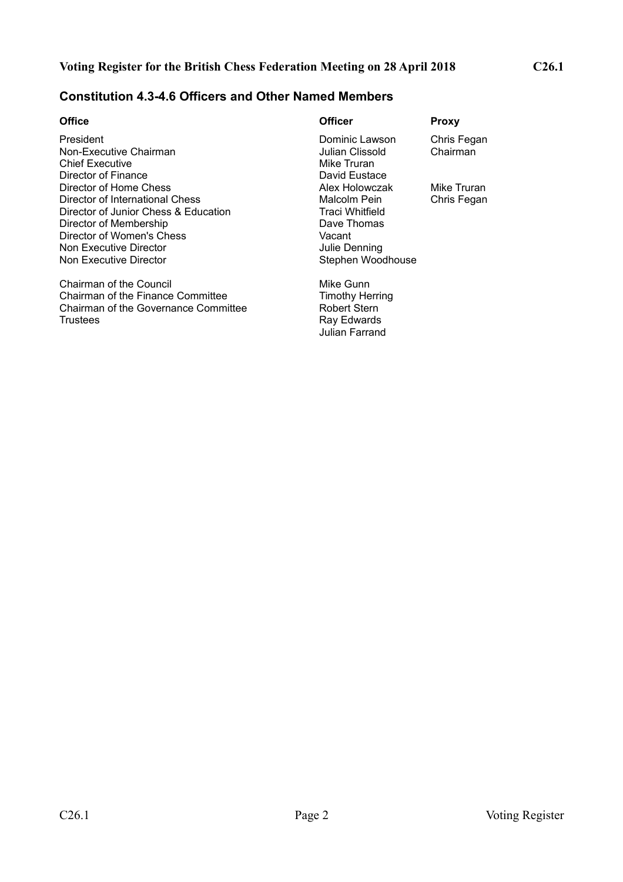## Constitution 4.3-4.6 Officers and Other Named Members

| Office | Officer | Proxy |
| --- | --- | --- |
| President | Dominic Lawson | Chris Fegan |
| Non-Executive Chairman | Julian Clissold | Chairman |
| Chief Executive | Mike Truran | |
| Director of Finance | David Eustace | |
| Director of Home Chess | Alex Holowczak | Mike Truran |
| Director of International Chess | Malcolm Pein | Chris Fegan |
| Director of Junior Chess & Education | Traci Whitfield | |
| Director of Membership | Dave Thomas | |
| Director of Women's Chess | Vacant | |
| Non Executive Director | Julie Denning | |
| Non Executive Director | Stephen Woodhouse | |
| Chairman of the Council | Mike Gunn | |
| Chairman of the Finance Committee | Timothy Herring | |
| Chairman of the Governance Committee | Robert Stern | |
| Trustees | Ray Edwards | |
| | Julian Farrand | |